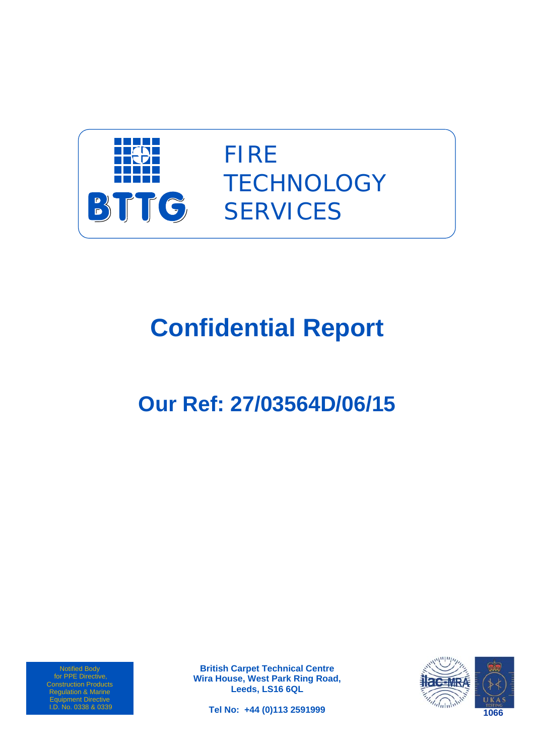BTTG

FIRE TECHNOLOGY SERVICES

# Confidential Report

## Our Ref: 27/03564D/06/15

Notified Body for PPE Directive, Construction Products Regulation & Marine Equipment Directive I.D. No. 0338 & 0339

**British Carpet Technical Centre**
**Wira House, West Park Ring Road,**
**Leeds, LS16 6QL**

**Tel No: +44 (0)113 2591999**

ilac-MRA

UKAS TESTING

**1066**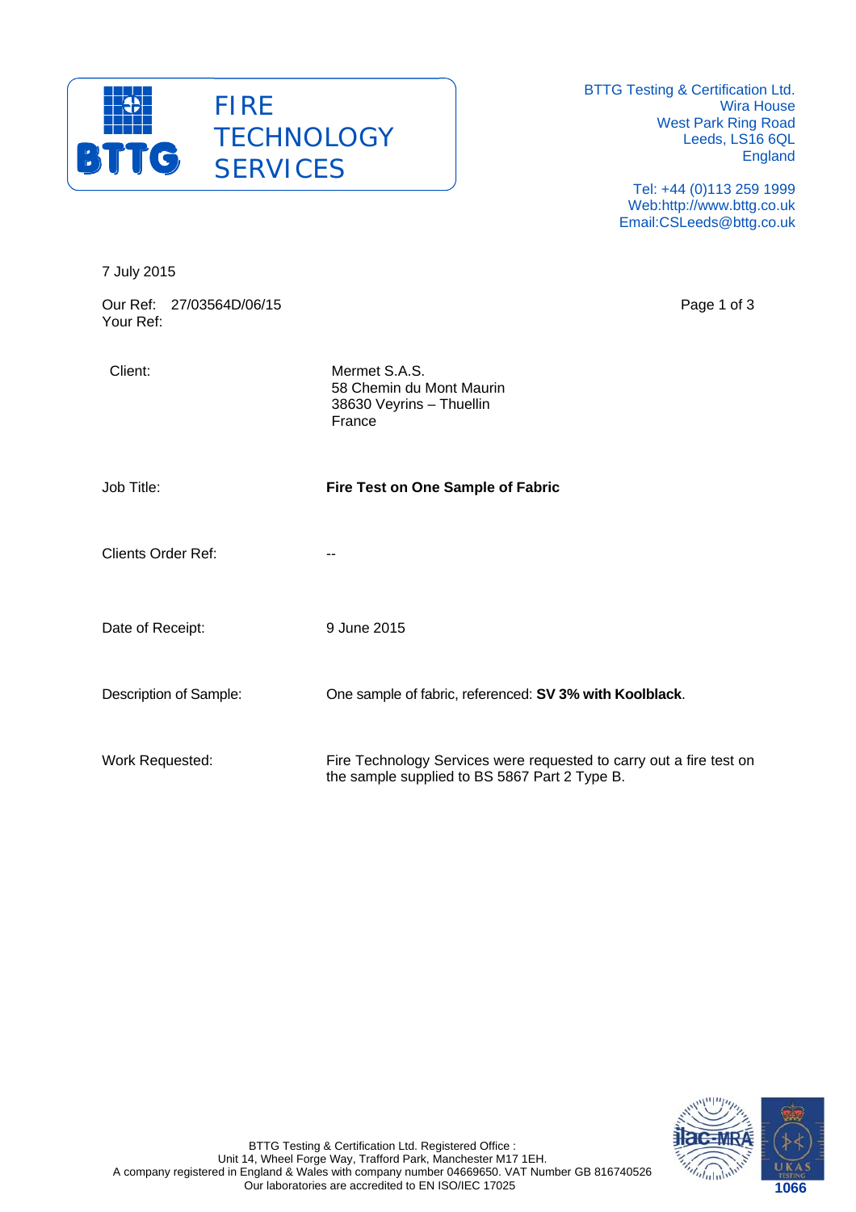FIRE TECHNOLOGY SERVICES

BTTG Testing & Certification Ltd.
Wira House
West Park Ring Road
Leeds, LS16 6QL
England

Tel: +44 (0)113 259 1999
Web:http://www.bttg.co.uk
Email:CSLeeds@bttg.co.uk

7 July 2015

Our Ref: 27/03564D/06/15
Your Ref:

| | |
|---|---|
| Client: | Mermet S.A.S.<br>58 Chemin du Mont Maurin<br>38630 Veyrins – Thuellin<br>France |
| Job Title: | **Fire Test on One Sample of Fabric** |
| Clients Order Ref: | -- |
| Date of Receipt: | 9 June 2015 |
| Description of Sample: | One sample of fabric, referenced: **SV 3% with Koolblack**. |
| Work Requested: | Fire Technology Services were requested to carry out a fire test on the sample supplied to BS 5867 Part 2 Type B. |

BTTG Testing & Certification Ltd. Registered Office :
Unit 14, Wheel Forge Way, Trafford Park, Manchester M17 1EH.
A company registered in England & Wales with company number 04669650. VAT Number GB 816740526
Our laboratories are accredited to EN ISO/IEC 17025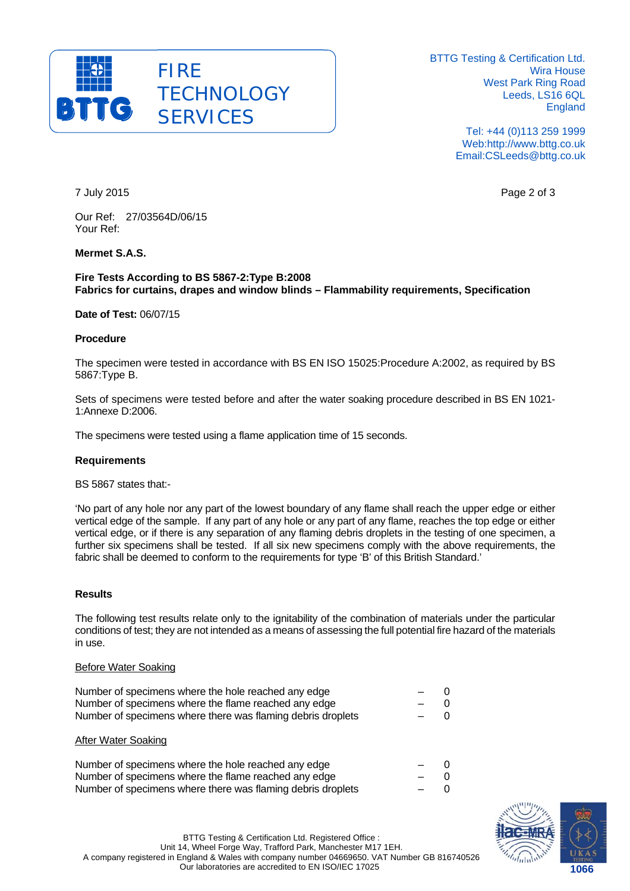FIRE TECHNOLOGY SERVICES

BTTG Testing & Certification Ltd.
Wira House
West Park Ring Road
Leeds, LS16 6QL
England

Tel: +44 (0)113 259 1999
Web:http://www.bttg.co.uk
Email:CSLeeds@bttg.co.uk

7 July 2015

Our Ref: 27/03564D/06/15
Your Ref:

**Mermet S.A.S.**

**Fire Tests According to BS 5867-2:Type B:2008**
**Fabrics for curtains, drapes and window blinds – Flammability requirements, Specification**

**Date of Test:** 06/07/15

**Procedure**

The specimen were tested in accordance with BS EN ISO 15025:Procedure A:2002, as required by BS 5867:Type B.

Sets of specimens were tested before and after the water soaking procedure described in BS EN 1021-1:Annexe D:2006.

The specimens were tested using a flame application time of 15 seconds.

**Requirements**

BS 5867 states that:-

'No part of any hole nor any part of the lowest boundary of any flame shall reach the upper edge or either vertical edge of the sample. If any part of any hole or any part of any flame, reaches the top edge or either vertical edge, or if there is any separation of any flaming debris droplets in the testing of one specimen, a further six specimens shall be tested. If all six new specimens comply with the above requirements, the fabric shall be deemed to conform to the requirements for type 'B' of this British Standard.'

**Results**

The following test results relate only to the ignitability of the combination of materials under the particular conditions of test; they are not intended as a means of assessing the full potential fire hazard of the materials in use.

Before Water Soaking

| | | |
|---|---|---|
| Number of specimens where the hole reached any edge | – | 0 |
| Number of specimens where the flame reached any edge | – | 0 |
| Number of specimens where there was flaming debris droplets | – | 0 |

After Water Soaking

| | | |
|---|---|---|
| Number of specimens where the hole reached any edge | – | 0 |
| Number of specimens where the flame reached any edge | – | 0 |
| Number of specimens where there was flaming debris droplets | – | 0 |

BTTG Testing & Certification Ltd. Registered Office :
Unit 14, Wheel Forge Way, Trafford Park, Manchester M17 1EH.
A company registered in England & Wales with company number 04669650. VAT Number GB 816740526
Our laboratories are accredited to EN ISO/IEC 17025

1066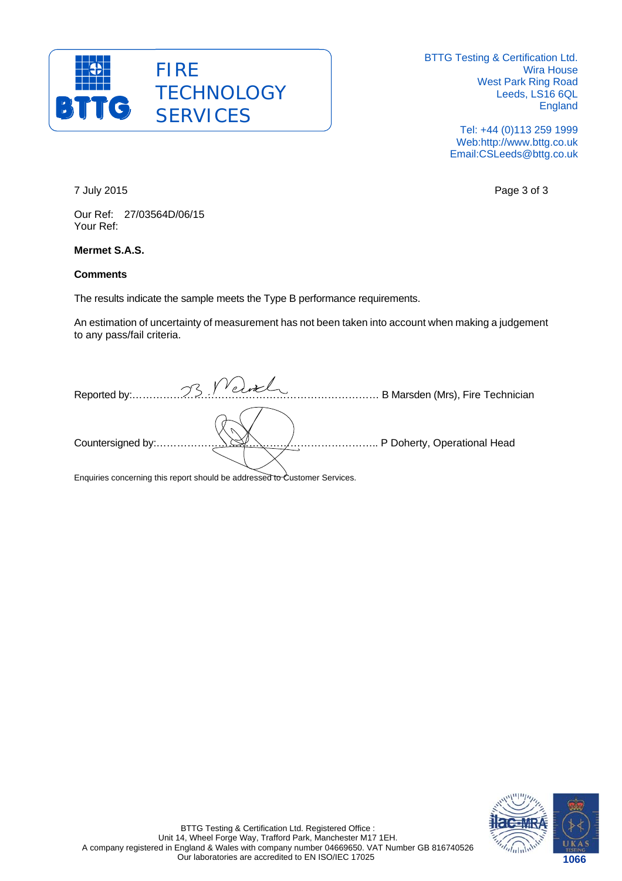BTTG Testing & Certification Ltd.
Wira House
West Park Ring Road
Leeds, LS16 6QL
England

Tel: +44 (0)113 259 1999
Web:http://www.bttg.co.uk
Email:CSLeeds@bttg.co.uk

7 July 2015

Our Ref: 27/03564D/06/15
Your Ref:

**Mermet S.A.S.**

**Comments**

The results indicate the sample meets the Type B performance requirements.

An estimation of uncertainty of measurement has not been taken into account when making a judgement to any pass/fail criteria.

Reported by:…………………………………………………………… B Marsden (Mrs), Fire Technician

Countersigned by:…………………………………………………….. P Doherty, Operational Head

Enquiries concerning this report should be addressed to Customer Services.

BTTG Testing & Certification Ltd. Registered Office :
Unit 14, Wheel Forge Way, Trafford Park, Manchester M17 1EH.
A company registered in England & Wales with company number 04669650. VAT Number GB 816740526
Our laboratories are accredited to EN ISO/IEC 17025